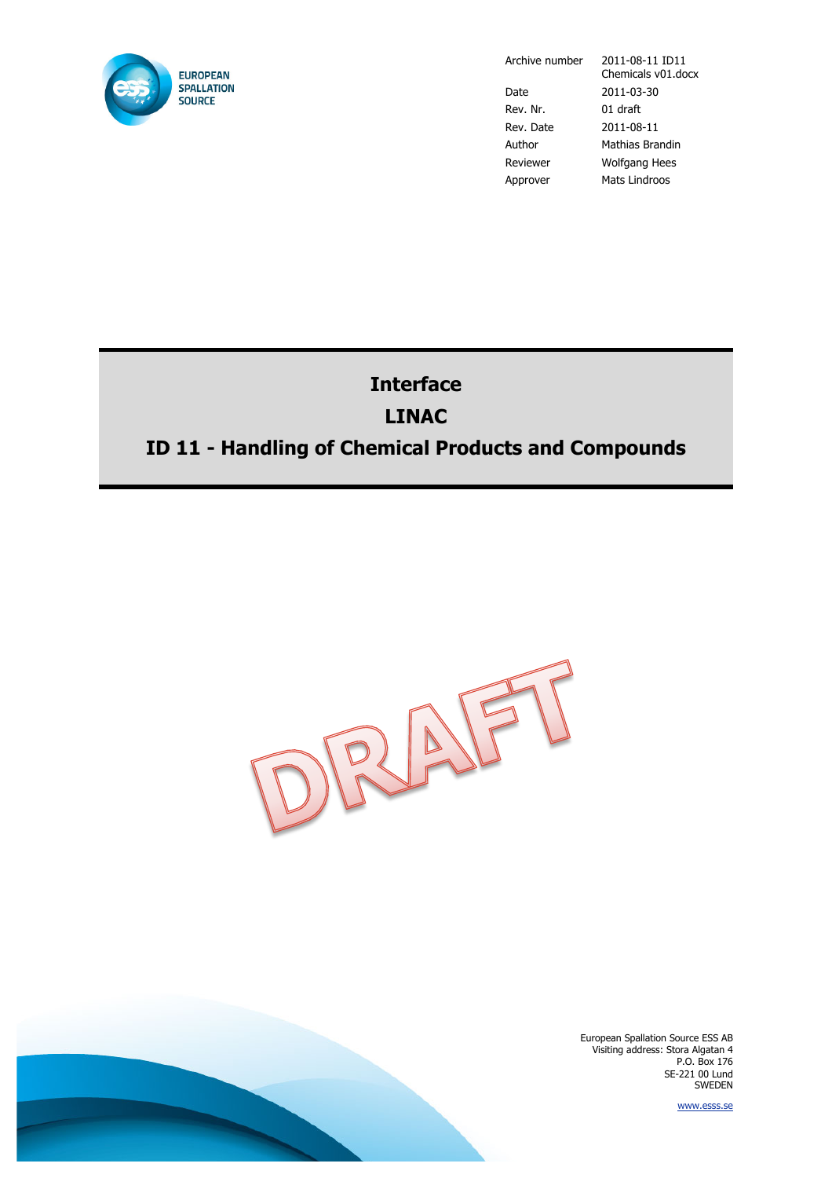| | |
|---|---|
| Archive number | 2011-08-11 ID11 Chemicals v01.docx |
| Date | 2011-03-30 |
| Rev. Nr. | 01 draft |
| Rev. Date | 2011-08-11 |
| Author | Mathias Brandin |
| Reviewer | Wolfgang Hees |
| Approver | Mats Lindroos |

# Interface

# LINAC

# ID 11 - Handling of Chemical Products and Compounds

DRAFT

European Spallation Source ESS AB
Visiting address: Stora Algatan 4
P.O. Box 176
SE-221 00 Lund
SWEDEN

www.esss.se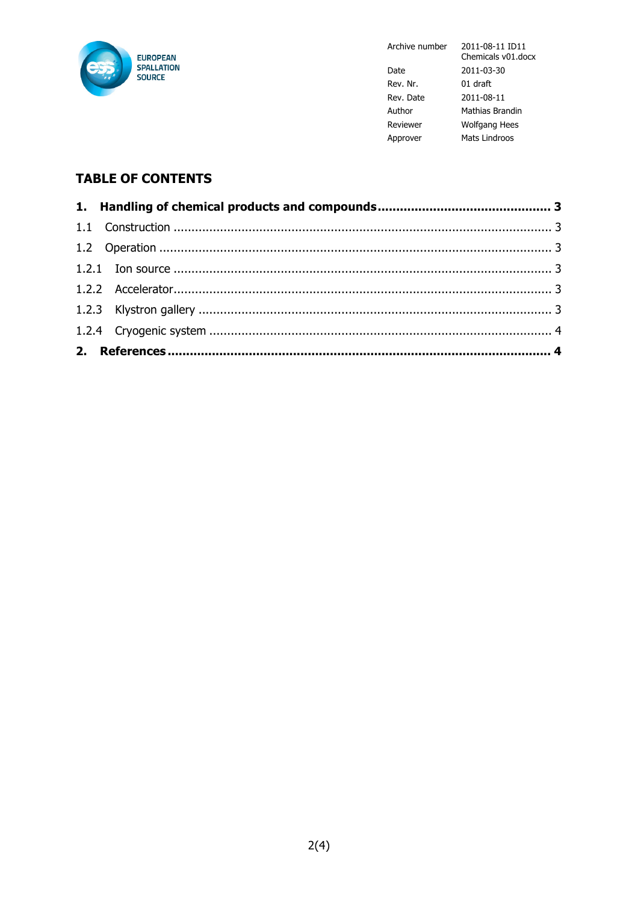| | |
|---|---|
| Archive number | 2011-08-11 ID11 Chemicals v01.docx |
| Date | 2011-03-30 |
| Rev. Nr. | 01 draft |
| Rev. Date | 2011-08-11 |
| Author | Mathias Brandin |
| Reviewer | Wolfgang Hees |
| Approver | Mats Lindroos |

## TABLE OF CONTENTS

**1. Handling of chemical products and compounds .............................................. 3**

1.1 Construction ........................................................................................................ 3

1.2 Operation ............................................................................................................. 3

1.2.1 Ion source ........................................................................................................ 3

1.2.2 Accelerator........................................................................................................ 3

1.2.3 Klystron gallery .................................................................................................. 3

1.2.4 Cryogenic system ............................................................................................... 4

**2. References ........................................................................................................ 4**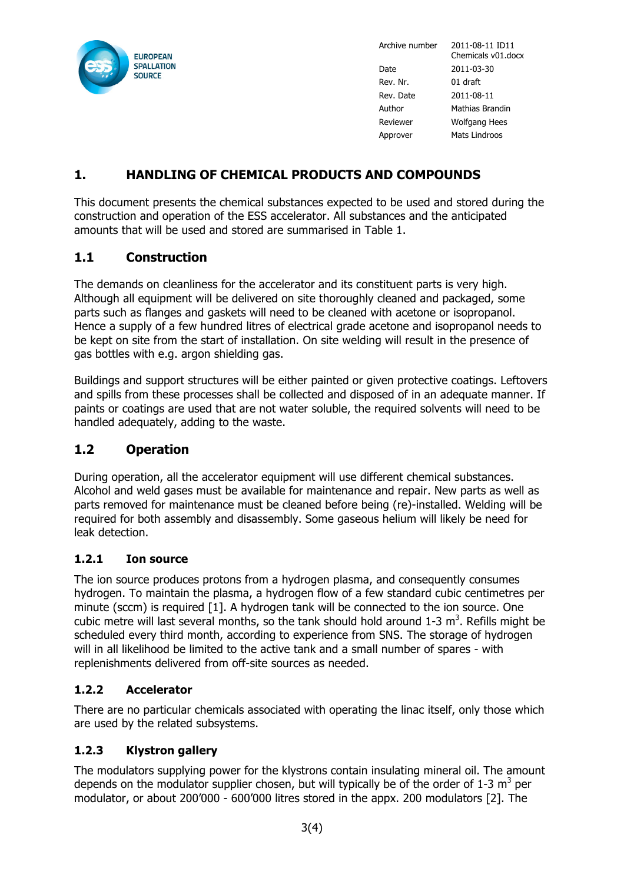| Archive number | 2011-08-11 ID11 Chemicals v01.docx |
|---|---|
| Date | 2011-03-30 |
| Rev. Nr. | 01 draft |
| Rev. Date | 2011-08-11 |
| Author | Mathias Brandin |
| Reviewer | Wolfgang Hees |
| Approver | Mats Lindroos |

# 1. HANDLING OF CHEMICAL PRODUCTS AND COMPOUNDS

This document presents the chemical substances expected to be used and stored during the construction and operation of the ESS accelerator. All substances and the anticipated amounts that will be used and stored are summarised in Table 1.

## 1.1 Construction

The demands on cleanliness for the accelerator and its constituent parts is very high. Although all equipment will be delivered on site thoroughly cleaned and packaged, some parts such as flanges and gaskets will need to be cleaned with acetone or isopropanol. Hence a supply of a few hundred litres of electrical grade acetone and isopropanol needs to be kept on site from the start of installation. On site welding will result in the presence of gas bottles with e.g. argon shielding gas.

Buildings and support structures will be either painted or given protective coatings. Leftovers and spills from these processes shall be collected and disposed of in an adequate manner. If paints or coatings are used that are not water soluble, the required solvents will need to be handled adequately, adding to the waste.

## 1.2 Operation

During operation, all the accelerator equipment will use different chemical substances. Alcohol and weld gases must be available for maintenance and repair. New parts as well as parts removed for maintenance must be cleaned before being (re)-installed. Welding will be required for both assembly and disassembly. Some gaseous helium will likely be need for leak detection.

### 1.2.1 Ion source

The ion source produces protons from a hydrogen plasma, and consequently consumes hydrogen. To maintain the plasma, a hydrogen flow of a few standard cubic centimetres per minute (sccm) is required [1]. A hydrogen tank will be connected to the ion source. One cubic metre will last several months, so the tank should hold around 1-3 m$^3$. Refills might be scheduled every third month, according to experience from SNS. The storage of hydrogen will in all likelihood be limited to the active tank and a small number of spares - with replenishments delivered from off-site sources as needed.

### 1.2.2 Accelerator

There are no particular chemicals associated with operating the linac itself, only those which are used by the related subsystems.

### 1.2.3 Klystron gallery

The modulators supplying power for the klystrons contain insulating mineral oil. The amount depends on the modulator supplier chosen, but will typically be of the order of 1-3 m$^3$ per modulator, or about 200’000 - 600’000 litres stored in the appx. 200 modulators [2]. The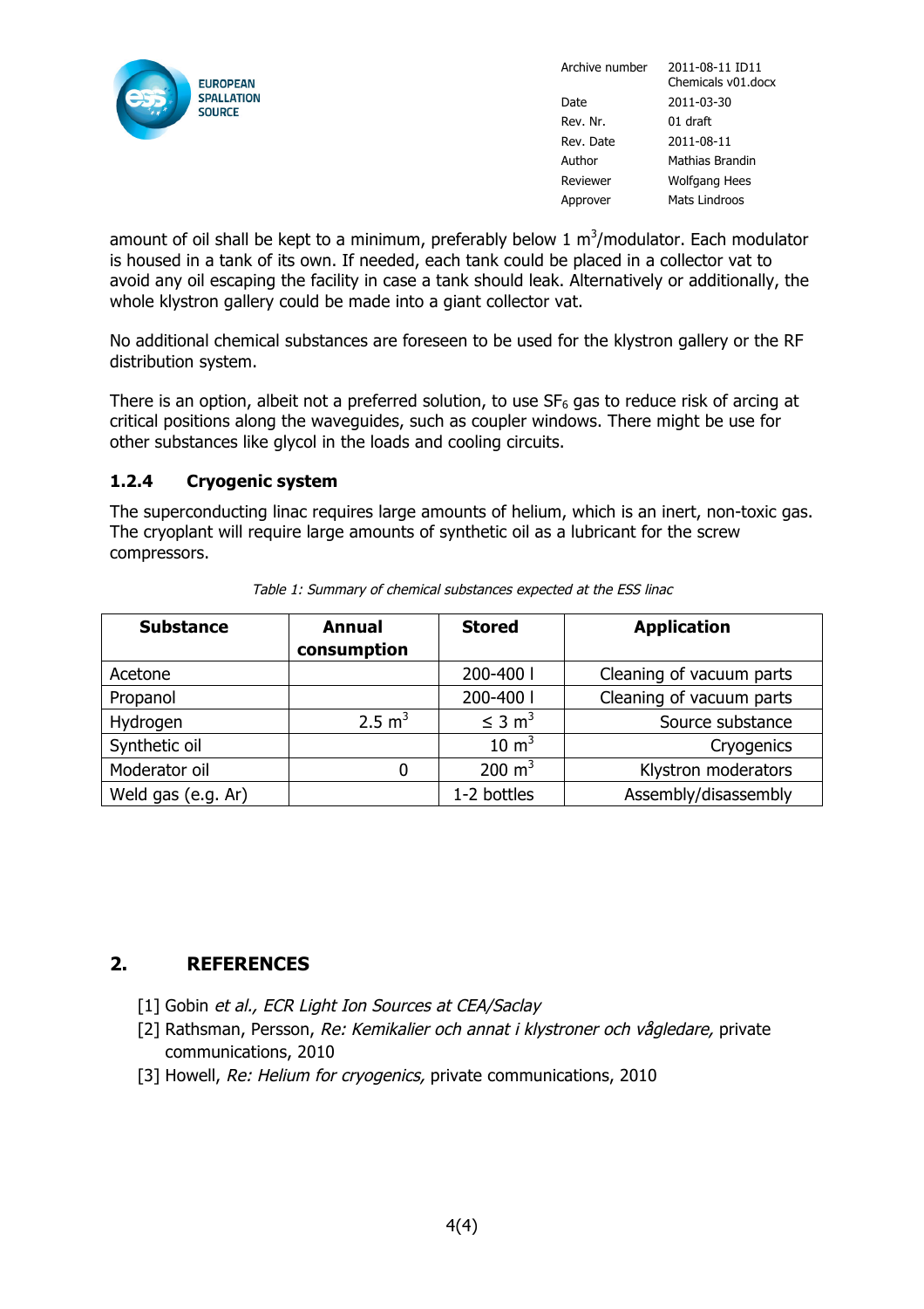amount of oil shall be kept to a minimum, preferably below 1 $m^3$/modulator. Each modulator is housed in a tank of its own. If needed, each tank could be placed in a collector vat to avoid any oil escaping the facility in case a tank should leak. Alternatively or additionally, the whole klystron gallery could be made into a giant collector vat.

No additional chemical substances are foreseen to be used for the klystron gallery or the RF distribution system.

There is an option, albeit not a preferred solution, to use $SF_6$ gas to reduce risk of arcing at critical positions along the waveguides, such as coupler windows. There might be use for other substances like glycol in the loads and cooling circuits.

### 1.2.4 Cryogenic system

The superconducting linac requires large amounts of helium, which is an inert, non-toxic gas. The cryoplant will require large amounts of synthetic oil as a lubricant for the screw compressors.

*Table 1: Summary of chemical substances expected at the ESS linac*

| Substance | Annual consumption | Stored | Application |
|---|---|---|---|
| Acetone | | 200-400 l | Cleaning of vacuum parts |
| Propanol | | 200-400 l | Cleaning of vacuum parts |
| Hydrogen | 2.5 $m^3$ | ≤ 3 $m^3$ | Source substance |
| Synthetic oil | | 10 $m^3$ | Cryogenics |
| Moderator oil | 0 | 200 $m^3$ | Klystron moderators |
| Weld gas (e.g. Ar) | | 1-2 bottles | Assembly/disassembly |

## 2. REFERENCES

[1] Gobin *et al., ECR Light Ion Sources at CEA/Saclay*

[2] Rathsman, Persson, *Re: Kemikalier och annat i klystroner och vågledare,* private communications, 2010

[3] Howell, *Re: Helium for cryogenics,* private communications, 2010